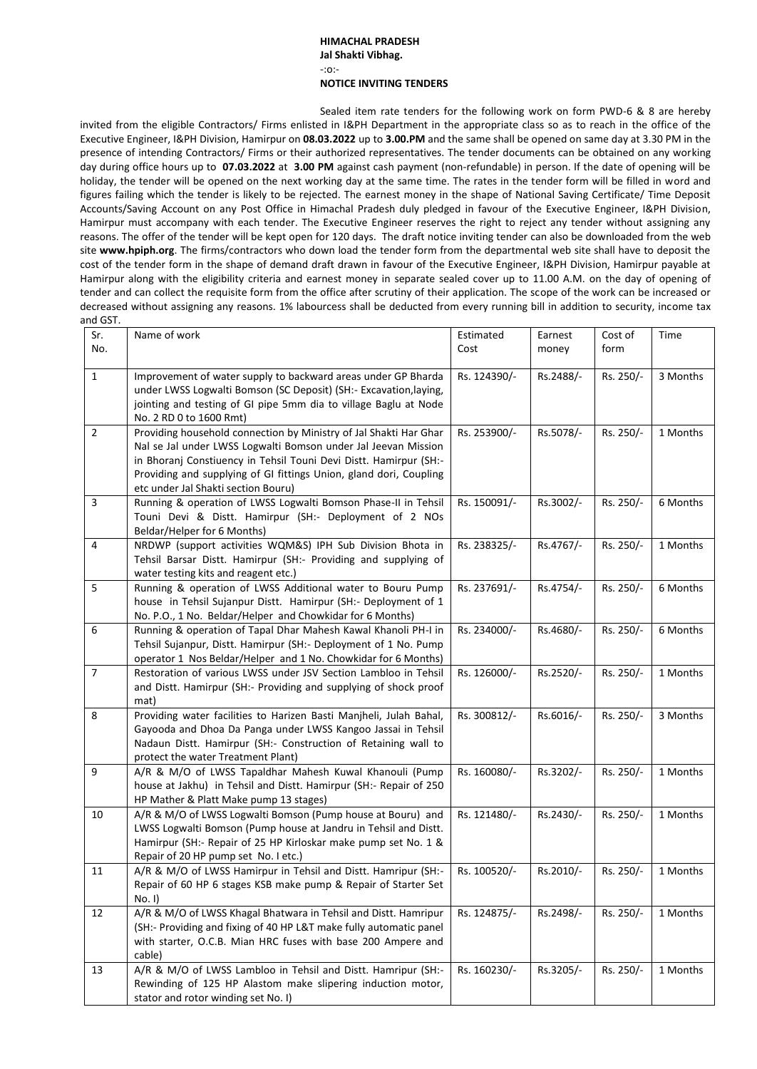**HIMACHAL PRADESH**
**Jal Shakti Vibhag.**
-:o:-
**NOTICE INVITING TENDERS**

Sealed item rate tenders for the following work on form PWD-6 & 8 are hereby invited from the eligible Contractors/ Firms enlisted in I&PH Department in the appropriate class so as to reach in the office of the Executive Engineer, I&PH Division, Hamirpur on **08.03.2022** up to **3.00.PM** and the same shall be opened on same day at 3.30 PM in the presence of intending Contractors/ Firms or their authorized representatives. The tender documents can be obtained on any working day during office hours up to **07.03.2022** at **3.00 PM** against cash payment (non-refundable) in person. If the date of opening will be holiday, the tender will be opened on the next working day at the same time. The rates in the tender form will be filled in word and figures failing which the tender is likely to be rejected. The earnest money in the shape of National Saving Certificate/ Time Deposit Accounts/Saving Account on any Post Office in Himachal Pradesh duly pledged in favour of the Executive Engineer, I&PH Division, Hamirpur must accompany with each tender. The Executive Engineer reserves the right to reject any tender without assigning any reasons. The offer of the tender will be kept open for 120 days. The draft notice inviting tender can also be downloaded from the web site **www.hpiph.org**. The firms/contractors who down load the tender form from the departmental web site shall have to deposit the cost of the tender form in the shape of demand draft drawn in favour of the Executive Engineer, I&PH Division, Hamirpur payable at Hamirpur along with the eligibility criteria and earnest money in separate sealed cover up to 11.00 A.M. on the day of opening of tender and can collect the requisite form from the office after scrutiny of their application. The scope of the work can be increased or decreased without assigning any reasons. 1% labourcess shall be deducted from every running bill in addition to security, income tax and GST.

| Sr. No. | Name of work | Estimated Cost | Earnest money | Cost of form | Time |
|---|---|---|---|---|---|
| 1 | Improvement of water supply to backward areas under GP Bharda under LWSS Logwalti Bomson (SC Deposit) (SH:- Excavation,laying, jointing and testing of GI pipe 5mm dia to village Baglu at Node No. 2 RD 0 to 1600 Rmt) | Rs. 124390/- | Rs.2488/- | Rs. 250/- | 3 Months |
| 2 | Providing household connection by Ministry of Jal Shakti Har Ghar Nal se Jal under LWSS Logwalti Bomson under Jal Jeevan Mission in Bhoranj Constiuency in Tehsil Touni Devi Distt. Hamirpur (SH:- Providing and supplying of GI fittings Union, gland dori, Coupling etc under Jal Shakti section Bouru) | Rs. 253900/- | Rs.5078/- | Rs. 250/- | 1 Months |
| 3 | Running & operation of LWSS Logwalti Bomson Phase-II in Tehsil Touni Devi & Distt. Hamirpur (SH:- Deployment of 2 NOs Beldar/Helper for 6 Months) | Rs. 150091/- | Rs.3002/- | Rs. 250/- | 6 Months |
| 4 | NRDWP (support activities WQM&S) IPH Sub Division Bhota in Tehsil Barsar Distt. Hamirpur (SH:- Providing and supplying of water testing kits and reagent etc.) | Rs. 238325/- | Rs.4767/- | Rs. 250/- | 1 Months |
| 5 | Running & operation of LWSS Additional water to Bouru Pump house in Tehsil Sujanpur Distt. Hamirpur (SH:- Deployment of 1 No. P.O., 1 No. Beldar/Helper and Chowkidar for 6 Months) | Rs. 237691/- | Rs.4754/- | Rs. 250/- | 6 Months |
| 6 | Running & operation of Tapal Dhar Mahesh Kawal Khanoli PH-I in Tehsil Sujanpur, Distt. Hamirpur (SH:- Deployment of 1 No. Pump operator 1 Nos Beldar/Helper and 1 No. Chowkidar for 6 Months) | Rs. 234000/- | Rs.4680/- | Rs. 250/- | 6 Months |
| 7 | Restoration of various LWSS under JSV Section Lambloo in Tehsil and Distt. Hamirpur (SH:- Providing and supplying of shock proof mat) | Rs. 126000/- | Rs.2520/- | Rs. 250/- | 1 Months |
| 8 | Providing water facilities to Harizen Basti Manjheli, Julah Bahal, Gayooda and Dhoa Da Panga under LWSS Kangoo Jassai in Tehsil Nadaun Distt. Hamirpur (SH:- Construction of Retaining wall to protect the water Treatment Plant) | Rs. 300812/- | Rs.6016/- | Rs. 250/- | 3 Months |
| 9 | A/R & M/O of LWSS Tapaldhar Mahesh Kuwal Khanouli (Pump house at Jakhu) in Tehsil and Distt. Hamirpur (SH:- Repair of 250 HP Mather & Platt Make pump 13 stages) | Rs. 160080/- | Rs.3202/- | Rs. 250/- | 1 Months |
| 10 | A/R & M/O of LWSS Logwalti Bomson (Pump house at Bouru) and LWSS Logwalti Bomson (Pump house at Jandru in Tehsil and Distt. Hamirpur (SH:- Repair of 25 HP Kirloskar make pump set No. 1 & Repair of 20 HP pump set No. I etc.) | Rs. 121480/- | Rs.2430/- | Rs. 250/- | 1 Months |
| 11 | A/R & M/O of LWSS Hamirpur in Tehsil and Distt. Hamripur (SH:- Repair of 60 HP 6 stages KSB make pump & Repair of Starter Set No. I) | Rs. 100520/- | Rs.2010/- | Rs. 250/- | 1 Months |
| 12 | A/R & M/O of LWSS Khagal Bhatwara in Tehsil and Distt. Hamirpur (SH:- Providing and fixing of 40 HP L&T make fully automatic panel with starter, O.C.B. Mian HRC fuses with base 200 Ampere and cable) | Rs. 124875/- | Rs.2498/- | Rs. 250/- | 1 Months |
| 13 | A/R & M/O of LWSS Lambloo in Tehsil and Distt. Hamirpur (SH:- Rewinding of 125 HP Alastom make slipering induction motor, stator and rotor winding set No. I) | Rs. 160230/- | Rs.3205/- | Rs. 250/- | 1 Months |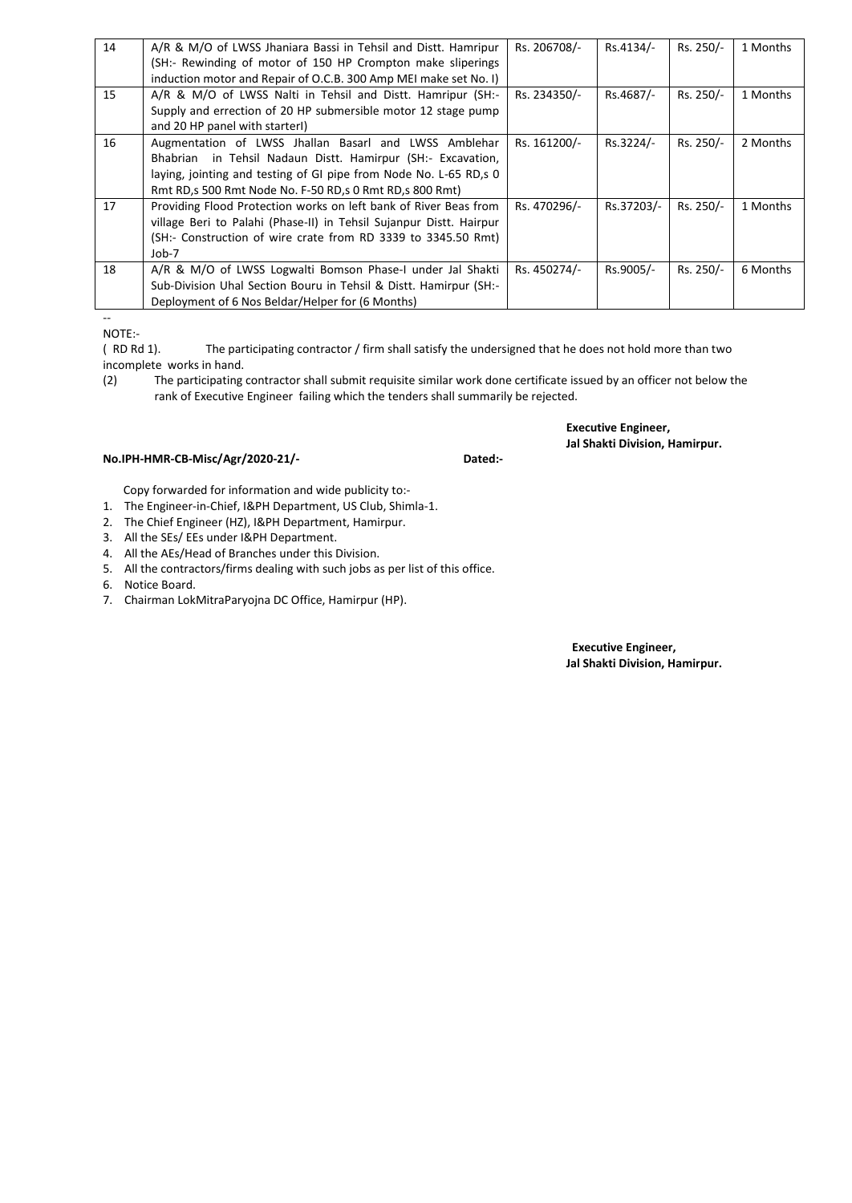| | | | | | |
|---|---|---|---|---|---|
| 14 | A/R & M/O of LWSS Jhaniara Bassi in Tehsil and Distt. Hamirpur (SH:- Rewinding of motor of 150 HP Crompton make sliperings induction motor and Repair of O.C.B. 300 Amp MEI make set No. I) | Rs. 206708/- | Rs.4134/- | Rs. 250/- | 1 Months |
| 15 | A/R & M/O of LWSS Nalti in Tehsil and Distt. Hamripur (SH:- Supply and errection of 20 HP submersible motor 12 stage pump and 20 HP panel with starterI) | Rs. 234350/- | Rs.4687/- | Rs. 250/- | 1 Months |
| 16 | Augmentation of LWSS Jhallan Basarl and LWSS Amblehar Bhabrian in Tehsil Nadaun Distt. Hamirpur (SH:- Excavation, laying, jointing and testing of GI pipe from Node No. L-65 RD,s 0 Rmt RD,s 500 Rmt Node No. F-50 RD,s 0 Rmt RD,s 800 Rmt) | Rs. 161200/- | Rs.3224/- | Rs. 250/- | 2 Months |
| 17 | Providing Flood Protection works on left bank of River Beas from village Beri to Palahi (Phase-II) in Tehsil Sujanpur Distt. Hairpur (SH:- Construction of wire crate from RD 3339 to 3345.50 Rmt) Job-7 | Rs. 470296/- | Rs.37203/- | Rs. 250/- | 1 Months |
| 18 | A/R & M/O of LWSS Logwalti Bomson Phase-I under Jal Shakti Sub-Division Uhal Section Bouru in Tehsil & Distt. Hamirpur (SH:- Deployment of 6 Nos Beldar/Helper for (6 Months) | Rs. 450274/- | Rs.9005/- | Rs. 250/- | 6 Months |

--

NOTE:-

( RD Rd 1). The participating contractor / firm shall satisfy the undersigned that he does not hold more than two incomplete works in hand.

(2) The participating contractor shall submit requisite similar work done certificate issued by an officer not below the rank of Executive Engineer failing which the tenders shall summarily be rejected.

**Executive Engineer,**
**Jal Shakti Division, Hamirpur.**

**No.IPH-HMR-CB-Misc/Agr/2020-21/-** **Dated:-**

Copy forwarded for information and wide publicity to:-

1. The Engineer-in-Chief, I&PH Department, US Club, Shimla-1.
2. The Chief Engineer (HZ), I&PH Department, Hamirpur.
3. All the SEs/ EEs under I&PH Department.
4. All the AEs/Head of Branches under this Division.
5. All the contractors/firms dealing with such jobs as per list of this office.
6. Notice Board.
7. Chairman LokMitraParyojna DC Office, Hamirpur (HP).

**Executive Engineer,**
**Jal Shakti Division, Hamirpur.**